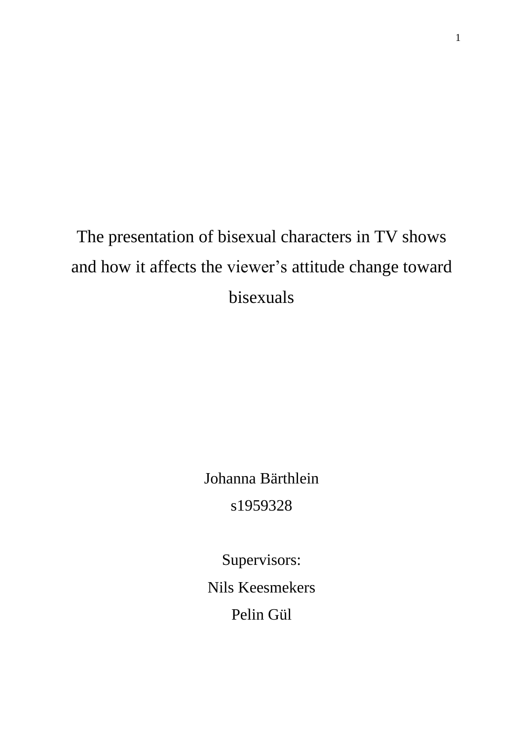# The presentation of bisexual characters in TV shows and how it affects the viewer's attitude change toward bisexuals

Johanna Bärthlein

s1959328

Supervisors:

Nils Keesmekers

Pelin Gül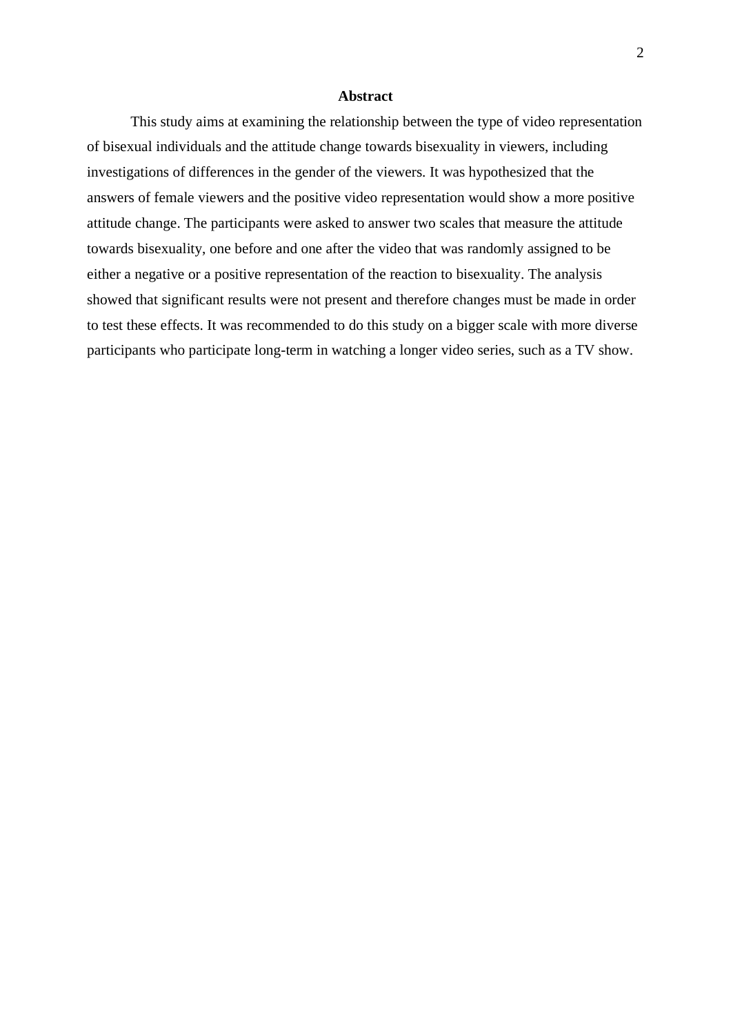## Abstract

This study aims at examining the relationship between the type of video representation of bisexual individuals and the attitude change towards bisexuality in viewers, including investigations of differences in the gender of the viewers. It was hypothesized that the answers of female viewers and the positive video representation would show a more positive attitude change. The participants were asked to answer two scales that measure the attitude towards bisexuality, one before and one after the video that was randomly assigned to be either a negative or a positive representation of the reaction to bisexuality. The analysis showed that significant results were not present and therefore changes must be made in order to test these effects. It was recommended to do this study on a bigger scale with more diverse participants who participate long-term in watching a longer video series, such as a TV show.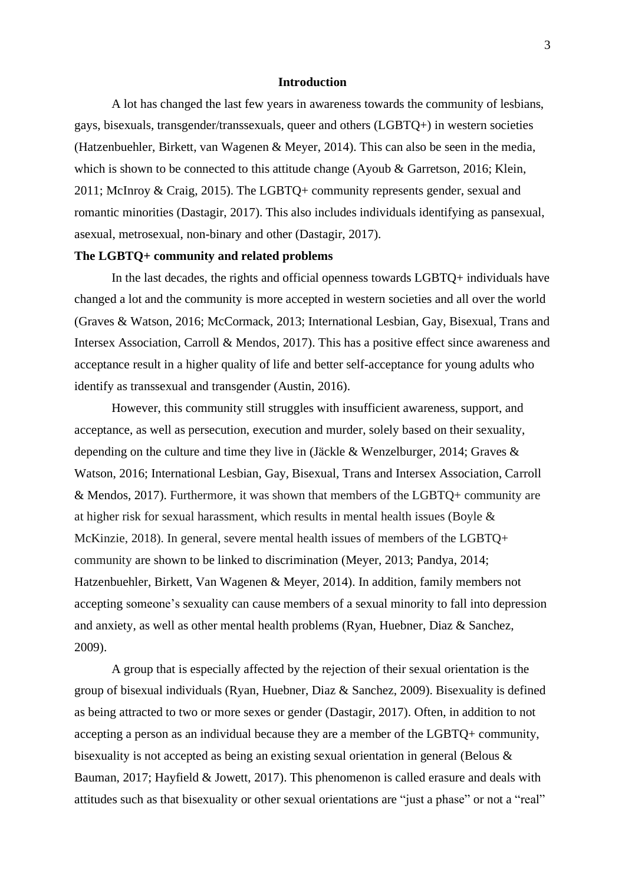## Introduction

A lot has changed the last few years in awareness towards the community of lesbians, gays, bisexuals, transgender/transsexuals, queer and others (LGBTQ+) in western societies (Hatzenbuehler, Birkett, van Wagenen & Meyer, 2014). This can also be seen in the media, which is shown to be connected to this attitude change (Ayoub & Garretson, 2016; Klein, 2011; McInroy & Craig, 2015). The LGBTQ+ community represents gender, sexual and romantic minorities (Dastagir, 2017). This also includes individuals identifying as pansexual, asexual, metrosexual, non-binary and other (Dastagir, 2017).

### The LGBTQ+ community and related problems

In the last decades, the rights and official openness towards LGBTQ+ individuals have changed a lot and the community is more accepted in western societies and all over the world (Graves & Watson, 2016; McCormack, 2013; International Lesbian, Gay, Bisexual, Trans and Intersex Association, Carroll & Mendos, 2017). This has a positive effect since awareness and acceptance result in a higher quality of life and better self-acceptance for young adults who identify as transsexual and transgender (Austin, 2016).

However, this community still struggles with insufficient awareness, support, and acceptance, as well as persecution, execution and murder, solely based on their sexuality, depending on the culture and time they live in (Jäckle & Wenzelburger, 2014; Graves & Watson, 2016; International Lesbian, Gay, Bisexual, Trans and Intersex Association, Carroll & Mendos, 2017). Furthermore, it was shown that members of the LGBTQ+ community are at higher risk for sexual harassment, which results in mental health issues (Boyle & McKinzie, 2018). In general, severe mental health issues of members of the LGBTQ+ community are shown to be linked to discrimination (Meyer, 2013; Pandya, 2014; Hatzenbuehler, Birkett, Van Wagenen & Meyer, 2014). In addition, family members not accepting someone's sexuality can cause members of a sexual minority to fall into depression and anxiety, as well as other mental health problems (Ryan, Huebner, Diaz & Sanchez, 2009).

A group that is especially affected by the rejection of their sexual orientation is the group of bisexual individuals (Ryan, Huebner, Diaz & Sanchez, 2009). Bisexuality is defined as being attracted to two or more sexes or gender (Dastagir, 2017). Often, in addition to not accepting a person as an individual because they are a member of the LGBTQ+ community, bisexuality is not accepted as being an existing sexual orientation in general (Belous & Bauman, 2017; Hayfield & Jowett, 2017). This phenomenon is called erasure and deals with attitudes such as that bisexuality or other sexual orientations are "just a phase" or not a "real"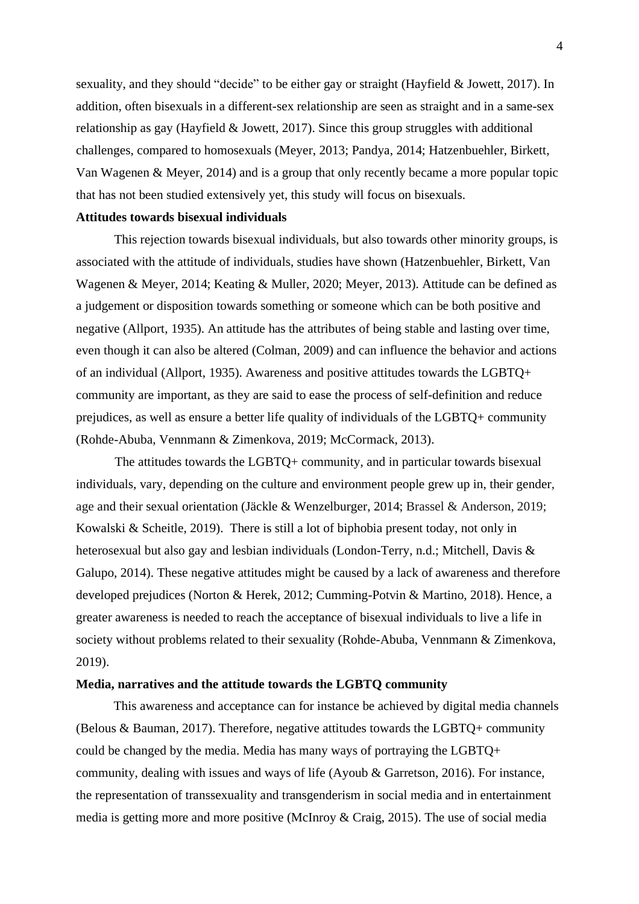sexuality, and they should "decide" to be either gay or straight (Hayfield & Jowett, 2017). In addition, often bisexuals in a different-sex relationship are seen as straight and in a same-sex relationship as gay (Hayfield & Jowett, 2017). Since this group struggles with additional challenges, compared to homosexuals (Meyer, 2013; Pandya, 2014; Hatzenbuehler, Birkett, Van Wagenen & Meyer, 2014) and is a group that only recently became a more popular topic that has not been studied extensively yet, this study will focus on bisexuals.

**Attitudes towards bisexual individuals**

This rejection towards bisexual individuals, but also towards other minority groups, is associated with the attitude of individuals, studies have shown (Hatzenbuehler, Birkett, Van Wagenen & Meyer, 2014; Keating & Muller, 2020; Meyer, 2013). Attitude can be defined as a judgement or disposition towards something or someone which can be both positive and negative (Allport, 1935). An attitude has the attributes of being stable and lasting over time, even though it can also be altered (Colman, 2009) and can influence the behavior and actions of an individual (Allport, 1935). Awareness and positive attitudes towards the LGBTQ+ community are important, as they are said to ease the process of self-definition and reduce prejudices, as well as ensure a better life quality of individuals of the LGBTQ+ community (Rohde-Abuba, Vennmann & Zimenkova, 2019; McCormack, 2013).

The attitudes towards the LGBTQ+ community, and in particular towards bisexual individuals, vary, depending on the culture and environment people grew up in, their gender, age and their sexual orientation (Jäckle & Wenzelburger, 2014; Brassel & Anderson, 2019; Kowalski & Scheitle, 2019). There is still a lot of biphobia present today, not only in heterosexual but also gay and lesbian individuals (London-Terry, n.d.; Mitchell, Davis & Galupo, 2014). These negative attitudes might be caused by a lack of awareness and therefore developed prejudices (Norton & Herek, 2012; Cumming-Potvin & Martino, 2018). Hence, a greater awareness is needed to reach the acceptance of bisexual individuals to live a life in society without problems related to their sexuality (Rohde-Abuba, Vennmann & Zimenkova, 2019).

**Media, narratives and the attitude towards the LGBTQ community**

This awareness and acceptance can for instance be achieved by digital media channels (Belous & Bauman, 2017). Therefore, negative attitudes towards the LGBTQ+ community could be changed by the media. Media has many ways of portraying the LGBTQ+ community, dealing with issues and ways of life (Ayoub & Garretson, 2016). For instance, the representation of transsexuality and transgenderism in social media and in entertainment media is getting more and more positive (McInroy & Craig, 2015). The use of social media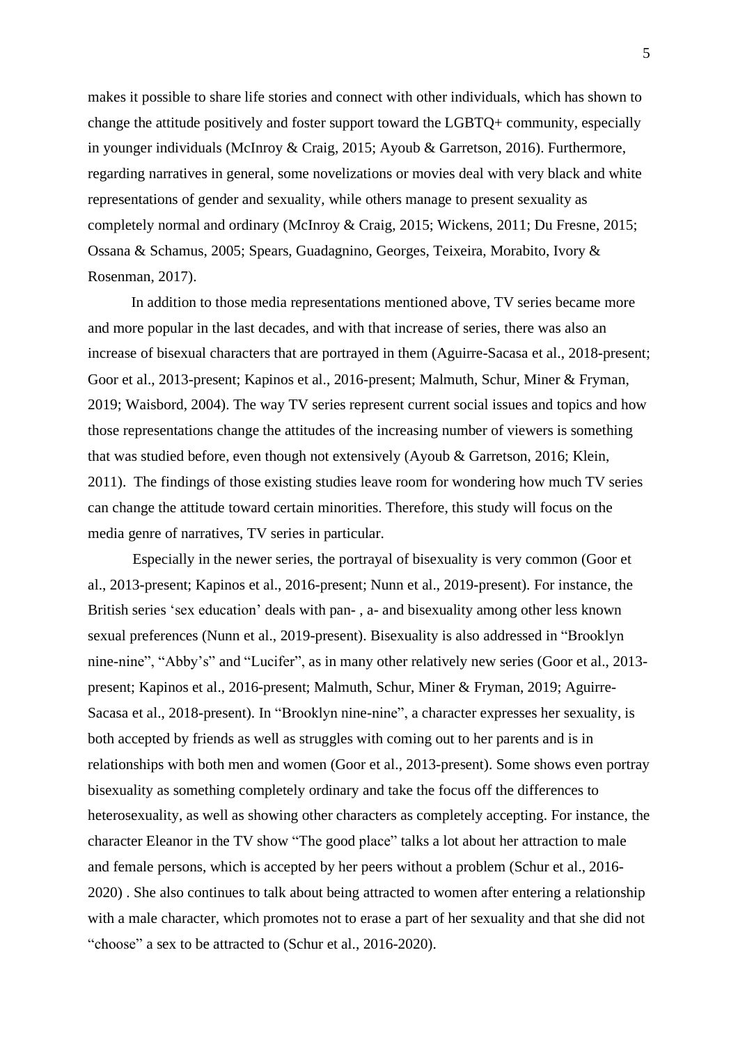makes it possible to share life stories and connect with other individuals, which has shown to change the attitude positively and foster support toward the LGBTQ+ community, especially in younger individuals (McInroy & Craig, 2015; Ayoub & Garretson, 2016). Furthermore, regarding narratives in general, some novelizations or movies deal with very black and white representations of gender and sexuality, while others manage to present sexuality as completely normal and ordinary (McInroy & Craig, 2015; Wickens, 2011; Du Fresne, 2015; Ossana & Schamus, 2005; Spears, Guadagnino, Georges, Teixeira, Morabito, Ivory & Rosenman, 2017).

In addition to those media representations mentioned above, TV series became more and more popular in the last decades, and with that increase of series, there was also an increase of bisexual characters that are portrayed in them (Aguirre-Sacasa et al., 2018-present; Goor et al., 2013-present; Kapinos et al., 2016-present; Malmuth, Schur, Miner & Fryman, 2019; Waisbord, 2004). The way TV series represent current social issues and topics and how those representations change the attitudes of the increasing number of viewers is something that was studied before, even though not extensively (Ayoub & Garretson, 2016; Klein, 2011). The findings of those existing studies leave room for wondering how much TV series can change the attitude toward certain minorities. Therefore, this study will focus on the media genre of narratives, TV series in particular.

Especially in the newer series, the portrayal of bisexuality is very common (Goor et al., 2013-present; Kapinos et al., 2016-present; Nunn et al., 2019-present). For instance, the British series 'sex education' deals with pan- , a- and bisexuality among other less known sexual preferences (Nunn et al., 2019-present). Bisexuality is also addressed in "Brooklyn nine-nine", "Abby's" and "Lucifer", as in many other relatively new series (Goor et al., 2013-present; Kapinos et al., 2016-present; Malmuth, Schur, Miner & Fryman, 2019; Aguirre-Sacasa et al., 2018-present). In "Brooklyn nine-nine", a character expresses her sexuality, is both accepted by friends as well as struggles with coming out to her parents and is in relationships with both men and women (Goor et al., 2013-present). Some shows even portray bisexuality as something completely ordinary and take the focus off the differences to heterosexuality, as well as showing other characters as completely accepting. For instance, the character Eleanor in the TV show "The good place" talks a lot about her attraction to male and female persons, which is accepted by her peers without a problem (Schur et al., 2016-2020) . She also continues to talk about being attracted to women after entering a relationship with a male character, which promotes not to erase a part of her sexuality and that she did not "choose" a sex to be attracted to (Schur et al., 2016-2020).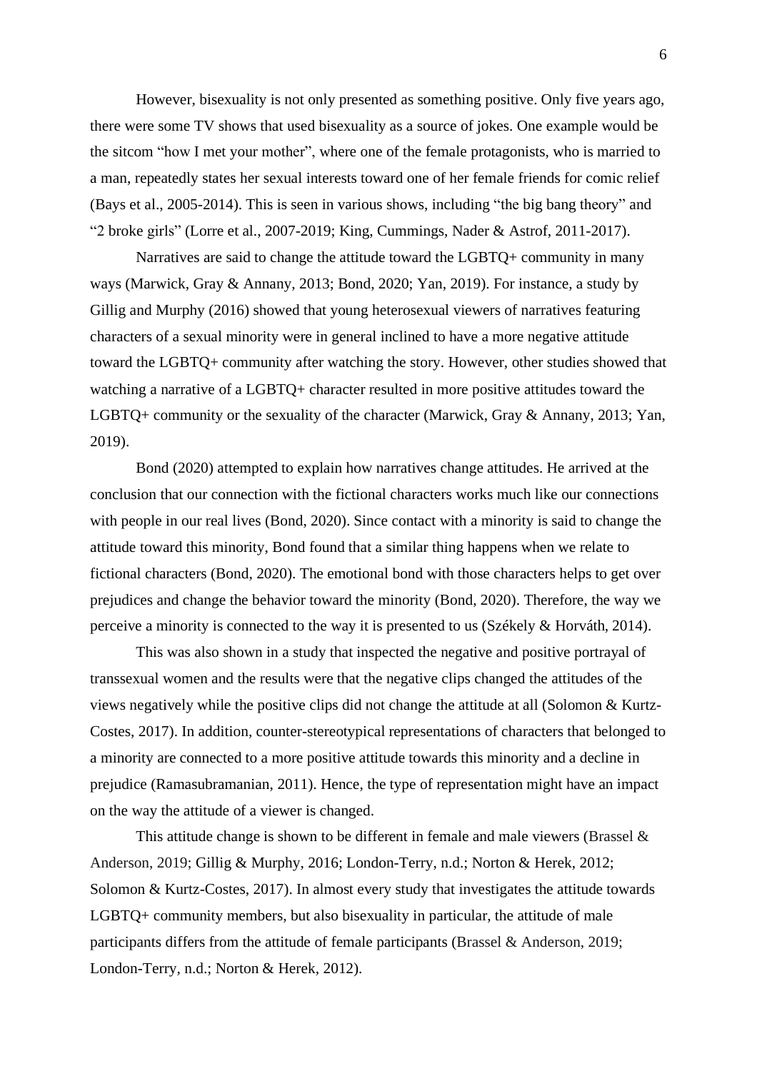However, bisexuality is not only presented as something positive. Only five years ago, there were some TV shows that used bisexuality as a source of jokes. One example would be the sitcom "how I met your mother", where one of the female protagonists, who is married to a man, repeatedly states her sexual interests toward one of her female friends for comic relief (Bays et al., 2005-2014). This is seen in various shows, including "the big bang theory" and "2 broke girls" (Lorre et al., 2007-2019; King, Cummings, Nader & Astrof, 2011-2017).

Narratives are said to change the attitude toward the LGBTQ+ community in many ways (Marwick, Gray & Annany, 2013; Bond, 2020; Yan, 2019). For instance, a study by Gillig and Murphy (2016) showed that young heterosexual viewers of narratives featuring characters of a sexual minority were in general inclined to have a more negative attitude toward the LGBTQ+ community after watching the story. However, other studies showed that watching a narrative of a LGBTQ+ character resulted in more positive attitudes toward the LGBTQ+ community or the sexuality of the character (Marwick, Gray & Annany, 2013; Yan, 2019).

Bond (2020) attempted to explain how narratives change attitudes. He arrived at the conclusion that our connection with the fictional characters works much like our connections with people in our real lives (Bond, 2020). Since contact with a minority is said to change the attitude toward this minority, Bond found that a similar thing happens when we relate to fictional characters (Bond, 2020). The emotional bond with those characters helps to get over prejudices and change the behavior toward the minority (Bond, 2020). Therefore, the way we perceive a minority is connected to the way it is presented to us (Székely & Horváth, 2014).

This was also shown in a study that inspected the negative and positive portrayal of transsexual women and the results were that the negative clips changed the attitudes of the views negatively while the positive clips did not change the attitude at all (Solomon & Kurtz-Costes, 2017). In addition, counter-stereotypical representations of characters that belonged to a minority are connected to a more positive attitude towards this minority and a decline in prejudice (Ramasubramanian, 2011). Hence, the type of representation might have an impact on the way the attitude of a viewer is changed.

This attitude change is shown to be different in female and male viewers (Brassel & Anderson, 2019; Gillig & Murphy, 2016; London-Terry, n.d.; Norton & Herek, 2012; Solomon & Kurtz-Costes, 2017). In almost every study that investigates the attitude towards LGBTQ+ community members, but also bisexuality in particular, the attitude of male participants differs from the attitude of female participants (Brassel & Anderson, 2019; London-Terry, n.d.; Norton & Herek, 2012).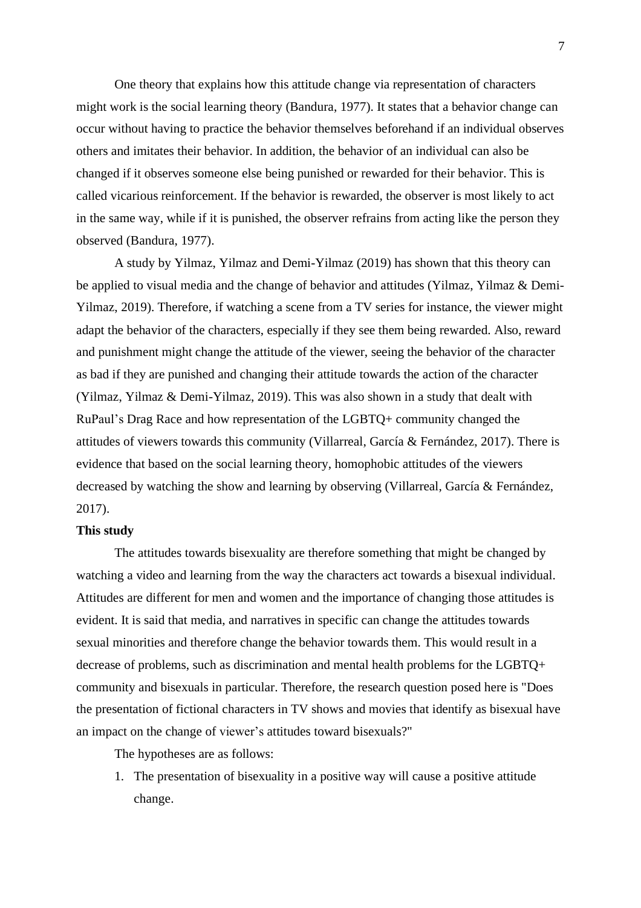One theory that explains how this attitude change via representation of characters might work is the social learning theory (Bandura, 1977). It states that a behavior change can occur without having to practice the behavior themselves beforehand if an individual observes others and imitates their behavior. In addition, the behavior of an individual can also be changed if it observes someone else being punished or rewarded for their behavior. This is called vicarious reinforcement. If the behavior is rewarded, the observer is most likely to act in the same way, while if it is punished, the observer refrains from acting like the person they observed (Bandura, 1977).

A study by Yilmaz, Yilmaz and Demi-Yilmaz (2019) has shown that this theory can be applied to visual media and the change of behavior and attitudes (Yilmaz, Yilmaz & Demi-Yilmaz, 2019). Therefore, if watching a scene from a TV series for instance, the viewer might adapt the behavior of the characters, especially if they see them being rewarded. Also, reward and punishment might change the attitude of the viewer, seeing the behavior of the character as bad if they are punished and changing their attitude towards the action of the character (Yilmaz, Yilmaz & Demi-Yilmaz, 2019). This was also shown in a study that dealt with RuPaul's Drag Race and how representation of the LGBTQ+ community changed the attitudes of viewers towards this community (Villarreal, García & Fernández, 2017). There is evidence that based on the social learning theory, homophobic attitudes of the viewers decreased by watching the show and learning by observing (Villarreal, García & Fernández, 2017).

**This study**

The attitudes towards bisexuality are therefore something that might be changed by watching a video and learning from the way the characters act towards a bisexual individual. Attitudes are different for men and women and the importance of changing those attitudes is evident. It is said that media, and narratives in specific can change the attitudes towards sexual minorities and therefore change the behavior towards them. This would result in a decrease of problems, such as discrimination and mental health problems for the LGBTQ+ community and bisexuals in particular. Therefore, the research question posed here is "Does the presentation of fictional characters in TV shows and movies that identify as bisexual have an impact on the change of viewer's attitudes toward bisexuals?"

The hypotheses are as follows:

1. The presentation of bisexuality in a positive way will cause a positive attitude change.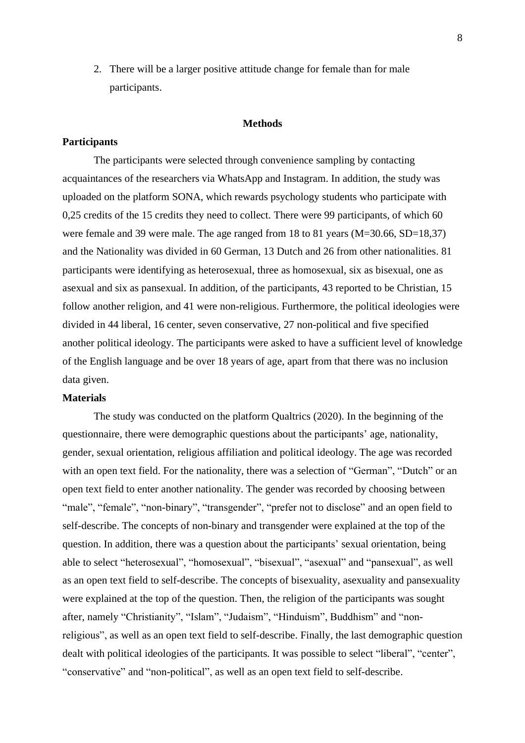2. There will be a larger positive attitude change for female than for male participants.

## Methods

### Participants

The participants were selected through convenience sampling by contacting acquaintances of the researchers via WhatsApp and Instagram. In addition, the study was uploaded on the platform SONA, which rewards psychology students who participate with 0,25 credits of the 15 credits they need to collect. There were 99 participants, of which 60 were female and 39 were male. The age ranged from 18 to 81 years (M=30.66, SD=18,37) and the Nationality was divided in 60 German, 13 Dutch and 26 from other nationalities. 81 participants were identifying as heterosexual, three as homosexual, six as bisexual, one as asexual and six as pansexual. In addition, of the participants, 43 reported to be Christian, 15 follow another religion, and 41 were non-religious. Furthermore, the political ideologies were divided in 44 liberal, 16 center, seven conservative, 27 non-political and five specified another political ideology. The participants were asked to have a sufficient level of knowledge of the English language and be over 18 years of age, apart from that there was no inclusion data given.

### Materials

The study was conducted on the platform Qualtrics (2020). In the beginning of the questionnaire, there were demographic questions about the participants' age, nationality, gender, sexual orientation, religious affiliation and political ideology. The age was recorded with an open text field. For the nationality, there was a selection of "German", "Dutch" or an open text field to enter another nationality. The gender was recorded by choosing between "male", "female", "non-binary", "transgender", "prefer not to disclose" and an open field to self-describe. The concepts of non-binary and transgender were explained at the top of the question. In addition, there was a question about the participants' sexual orientation, being able to select "heterosexual", "homosexual", "bisexual", "asexual" and "pansexual", as well as an open text field to self-describe. The concepts of bisexuality, asexuality and pansexuality were explained at the top of the question. Then, the religion of the participants was sought after, namely "Christianity", "Islam", "Judaism", "Hinduism", Buddhism" and "non-religious", as well as an open text field to self-describe. Finally, the last demographic question dealt with political ideologies of the participants. It was possible to select "liberal", "center", "conservative" and "non-political", as well as an open text field to self-describe.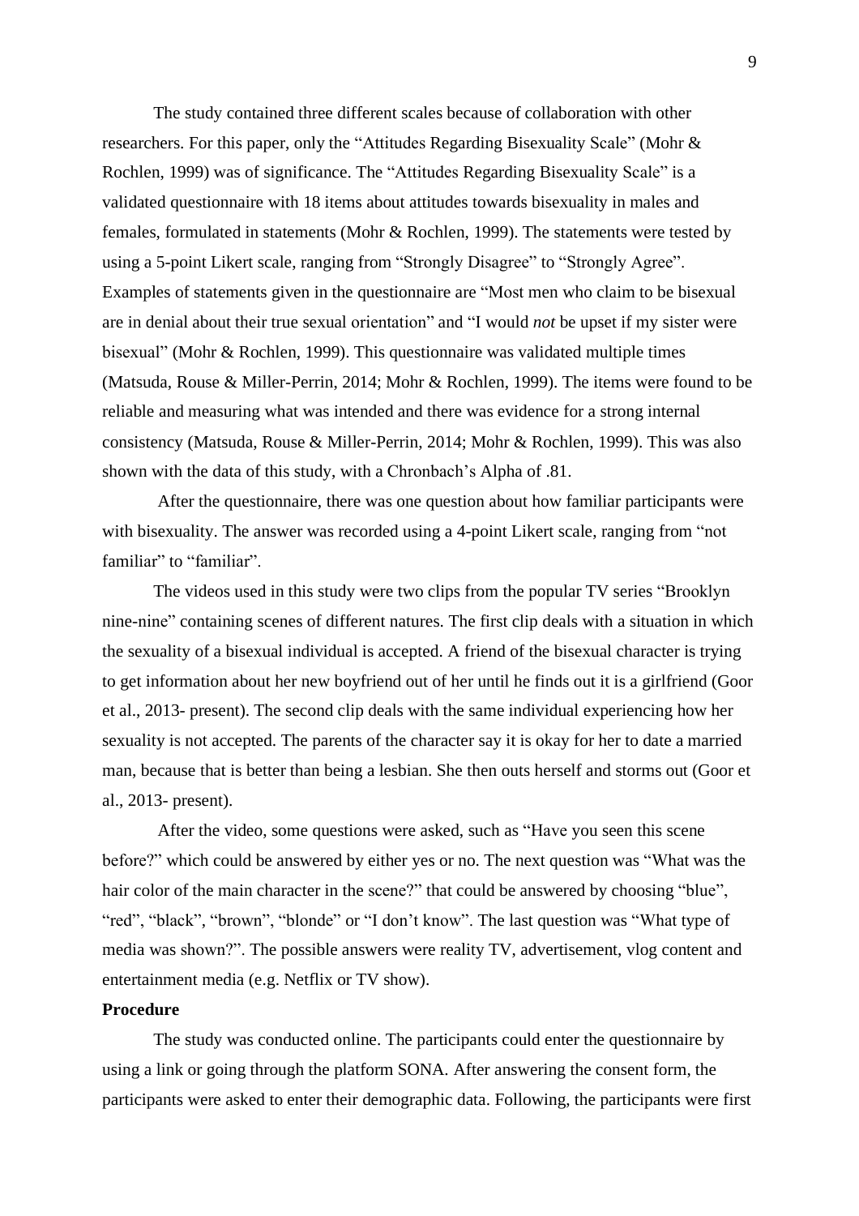The study contained three different scales because of collaboration with other researchers. For this paper, only the "Attitudes Regarding Bisexuality Scale" (Mohr & Rochlen, 1999) was of significance. The "Attitudes Regarding Bisexuality Scale" is a validated questionnaire with 18 items about attitudes towards bisexuality in males and females, formulated in statements (Mohr & Rochlen, 1999). The statements were tested by using a 5-point Likert scale, ranging from "Strongly Disagree" to "Strongly Agree". Examples of statements given in the questionnaire are "Most men who claim to be bisexual are in denial about their true sexual orientation" and "I would *not* be upset if my sister were bisexual" (Mohr & Rochlen, 1999). This questionnaire was validated multiple times (Matsuda, Rouse & Miller-Perrin, 2014; Mohr & Rochlen, 1999). The items were found to be reliable and measuring what was intended and there was evidence for a strong internal consistency (Matsuda, Rouse & Miller-Perrin, 2014; Mohr & Rochlen, 1999). This was also shown with the data of this study, with a Chronbach's Alpha of .81.

After the questionnaire, there was one question about how familiar participants were with bisexuality. The answer was recorded using a 4-point Likert scale, ranging from "not familiar" to "familiar".

The videos used in this study were two clips from the popular TV series "Brooklyn nine-nine" containing scenes of different natures. The first clip deals with a situation in which the sexuality of a bisexual individual is accepted. A friend of the bisexual character is trying to get information about her new boyfriend out of her until he finds out it is a girlfriend (Goor et al., 2013- present). The second clip deals with the same individual experiencing how her sexuality is not accepted. The parents of the character say it is okay for her to date a married man, because that is better than being a lesbian. She then outs herself and storms out (Goor et al., 2013- present).

After the video, some questions were asked, such as "Have you seen this scene before?" which could be answered by either yes or no. The next question was "What was the hair color of the main character in the scene?" that could be answered by choosing "blue", "red", "black", "brown", "blonde" or "I don't know". The last question was "What type of media was shown?". The possible answers were reality TV, advertisement, vlog content and entertainment media (e.g. Netflix or TV show).

**Procedure**

The study was conducted online. The participants could enter the questionnaire by using a link or going through the platform SONA. After answering the consent form, the participants were asked to enter their demographic data. Following, the participants were first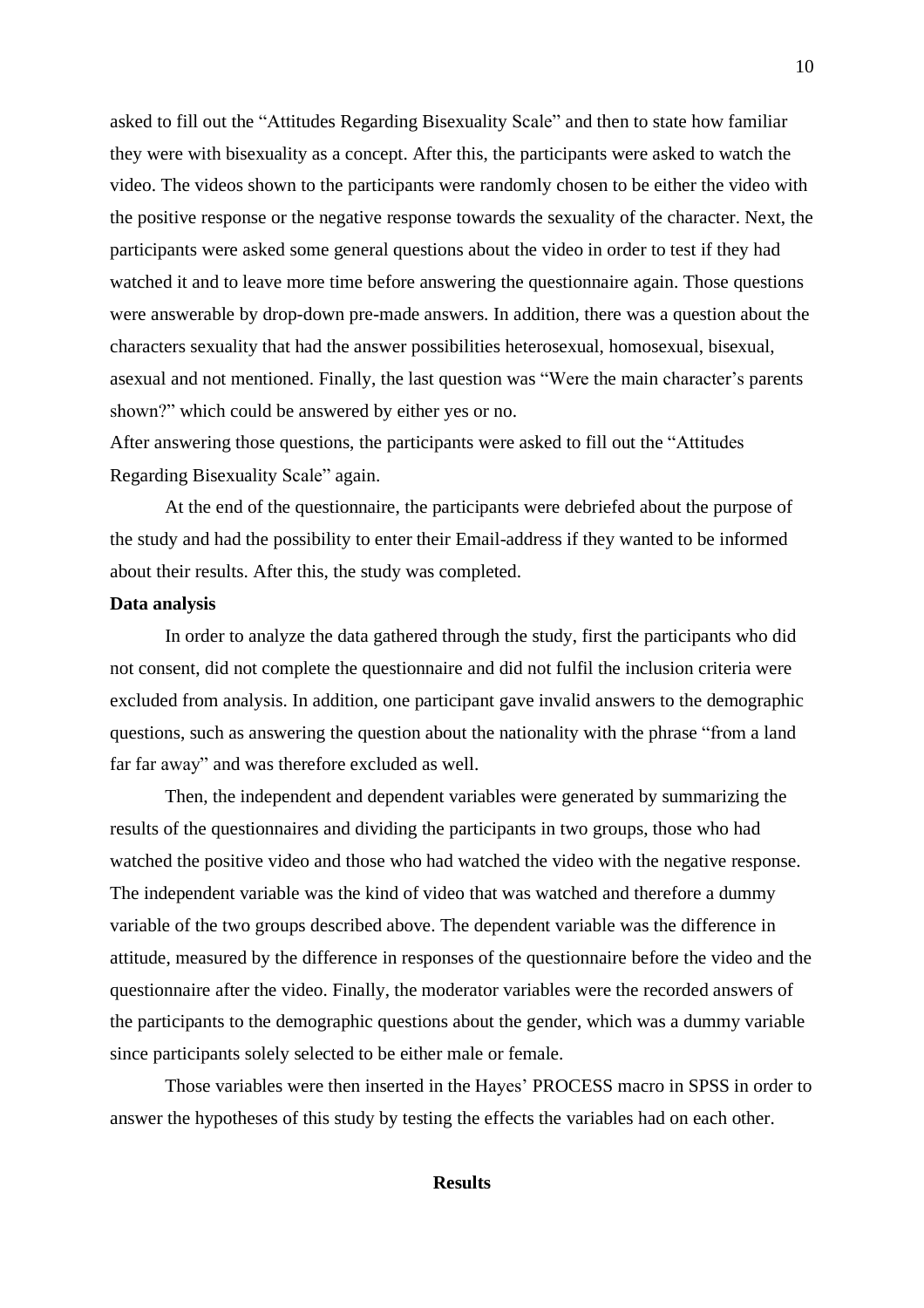asked to fill out the "Attitudes Regarding Bisexuality Scale" and then to state how familiar they were with bisexuality as a concept. After this, the participants were asked to watch the video. The videos shown to the participants were randomly chosen to be either the video with the positive response or the negative response towards the sexuality of the character. Next, the participants were asked some general questions about the video in order to test if they had watched it and to leave more time before answering the questionnaire again. Those questions were answerable by drop-down pre-made answers. In addition, there was a question about the characters sexuality that had the answer possibilities heterosexual, homosexual, bisexual, asexual and not mentioned. Finally, the last question was "Were the main character's parents shown?" which could be answered by either yes or no.
After answering those questions, the participants were asked to fill out the "Attitudes Regarding Bisexuality Scale" again.

At the end of the questionnaire, the participants were debriefed about the purpose of the study and had the possibility to enter their Email-address if they wanted to be informed about their results. After this, the study was completed.

**Data analysis**

In order to analyze the data gathered through the study, first the participants who did not consent, did not complete the questionnaire and did not fulfil the inclusion criteria were excluded from analysis. In addition, one participant gave invalid answers to the demographic questions, such as answering the question about the nationality with the phrase "from a land far far away" and was therefore excluded as well.

Then, the independent and dependent variables were generated by summarizing the results of the questionnaires and dividing the participants in two groups, those who had watched the positive video and those who had watched the video with the negative response. The independent variable was the kind of video that was watched and therefore a dummy variable of the two groups described above. The dependent variable was the difference in attitude, measured by the difference in responses of the questionnaire before the video and the questionnaire after the video. Finally, the moderator variables were the recorded answers of the participants to the demographic questions about the gender, which was a dummy variable since participants solely selected to be either male or female.

Those variables were then inserted in the Hayes' PROCESS macro in SPSS in order to answer the hypotheses of this study by testing the effects the variables had on each other.

## Results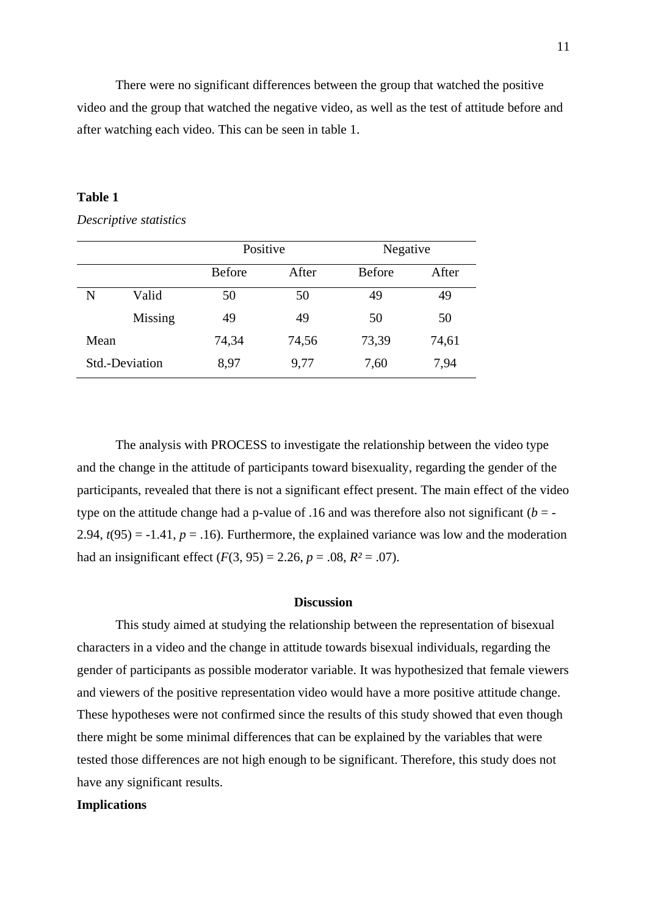There were no significant differences between the group that watched the positive video and the group that watched the negative video, as well as the test of attitude before and after watching each video. This can be seen in table 1.

**Table 1**

*Descriptive statistics*

| | | Positive | | Negative | |
|---|---|---|---|---|---|
| | | Before | After | Before | After |
| N | Valid | 50 | 50 | 49 | 49 |
| | Missing | 49 | 49 | 50 | 50 |
| Mean | | 74,34 | 74,56 | 73,39 | 74,61 |
| Std.-Deviation | | 8,97 | 9,77 | 7,60 | 7,94 |

The analysis with PROCESS to investigate the relationship between the video type and the change in the attitude of participants toward bisexuality, regarding the gender of the participants, revealed that there is not a significant effect present. The main effect of the video type on the attitude change had a p-value of .16 and was therefore also not significant ($b$ = -2.94, $t(95) = -1.41$, $p = .16$). Furthermore, the explained variance was low and the moderation had an insignificant effect ($F(3, 95) = 2.26$, $p = .08$, $R^2 = .07$).

## Discussion

This study aimed at studying the relationship between the representation of bisexual characters in a video and the change in attitude towards bisexual individuals, regarding the gender of participants as possible moderator variable. It was hypothesized that female viewers and viewers of the positive representation video would have a more positive attitude change. These hypotheses were not confirmed since the results of this study showed that even though there might be some minimal differences that can be explained by the variables that were tested those differences are not high enough to be significant. Therefore, this study does not have any significant results.

### Implications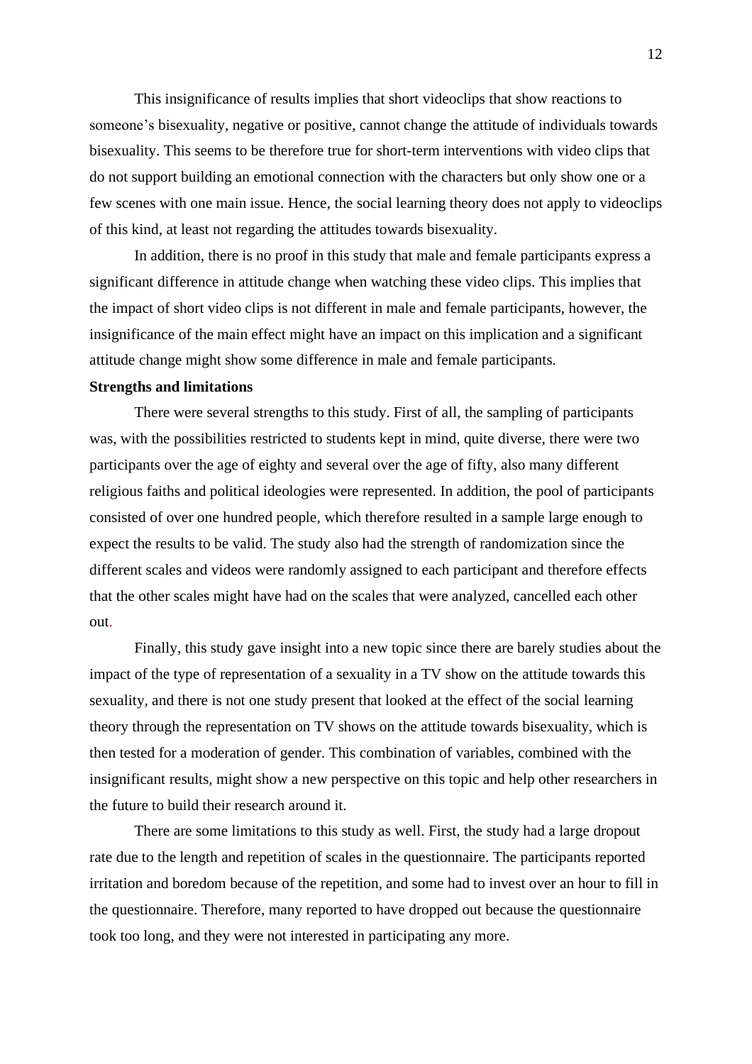This insignificance of results implies that short videoclips that show reactions to someone's bisexuality, negative or positive, cannot change the attitude of individuals towards bisexuality. This seems to be therefore true for short-term interventions with video clips that do not support building an emotional connection with the characters but only show one or a few scenes with one main issue. Hence, the social learning theory does not apply to videoclips of this kind, at least not regarding the attitudes towards bisexuality.

In addition, there is no proof in this study that male and female participants express a significant difference in attitude change when watching these video clips. This implies that the impact of short video clips is not different in male and female participants, however, the insignificance of the main effect might have an impact on this implication and a significant attitude change might show some difference in male and female participants.

**Strengths and limitations**

There were several strengths to this study. First of all, the sampling of participants was, with the possibilities restricted to students kept in mind, quite diverse, there were two participants over the age of eighty and several over the age of fifty, also many different religious faiths and political ideologies were represented. In addition, the pool of participants consisted of over one hundred people, which therefore resulted in a sample large enough to expect the results to be valid. The study also had the strength of randomization since the different scales and videos were randomly assigned to each participant and therefore effects that the other scales might have had on the scales that were analyzed, cancelled each other out.

Finally, this study gave insight into a new topic since there are barely studies about the impact of the type of representation of a sexuality in a TV show on the attitude towards this sexuality, and there is not one study present that looked at the effect of the social learning theory through the representation on TV shows on the attitude towards bisexuality, which is then tested for a moderation of gender. This combination of variables, combined with the insignificant results, might show a new perspective on this topic and help other researchers in the future to build their research around it.

There are some limitations to this study as well. First, the study had a large dropout rate due to the length and repetition of scales in the questionnaire. The participants reported irritation and boredom because of the repetition, and some had to invest over an hour to fill in the questionnaire. Therefore, many reported to have dropped out because the questionnaire took too long, and they were not interested in participating any more.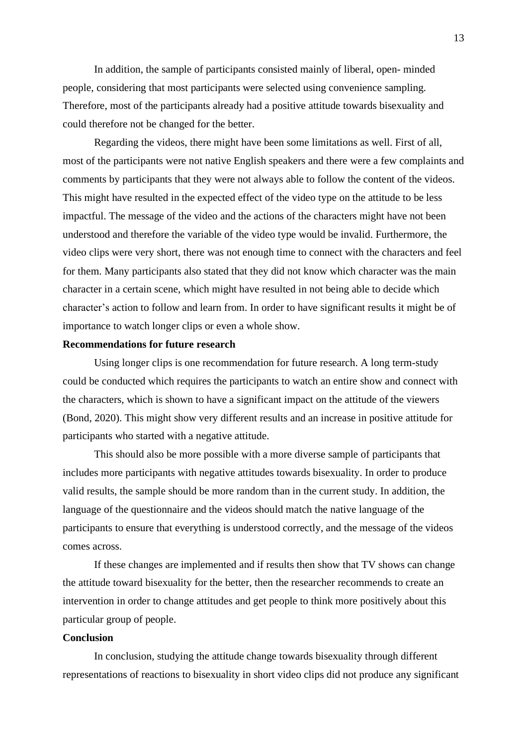In addition, the sample of participants consisted mainly of liberal, open- minded people, considering that most participants were selected using convenience sampling. Therefore, most of the participants already had a positive attitude towards bisexuality and could therefore not be changed for the better.

Regarding the videos, there might have been some limitations as well. First of all, most of the participants were not native English speakers and there were a few complaints and comments by participants that they were not always able to follow the content of the videos. This might have resulted in the expected effect of the video type on the attitude to be less impactful. The message of the video and the actions of the characters might have not been understood and therefore the variable of the video type would be invalid. Furthermore, the video clips were very short, there was not enough time to connect with the characters and feel for them. Many participants also stated that they did not know which character was the main character in a certain scene, which might have resulted in not being able to decide which character's action to follow and learn from. In order to have significant results it might be of importance to watch longer clips or even a whole show.

**Recommendations for future research**

Using longer clips is one recommendation for future research. A long term-study could be conducted which requires the participants to watch an entire show and connect with the characters, which is shown to have a significant impact on the attitude of the viewers (Bond, 2020). This might show very different results and an increase in positive attitude for participants who started with a negative attitude.

This should also be more possible with a more diverse sample of participants that includes more participants with negative attitudes towards bisexuality. In order to produce valid results, the sample should be more random than in the current study. In addition, the language of the questionnaire and the videos should match the native language of the participants to ensure that everything is understood correctly, and the message of the videos comes across.

If these changes are implemented and if results then show that TV shows can change the attitude toward bisexuality for the better, then the researcher recommends to create an intervention in order to change attitudes and get people to think more positively about this particular group of people.

**Conclusion**

In conclusion, studying the attitude change towards bisexuality through different representations of reactions to bisexuality in short video clips did not produce any significant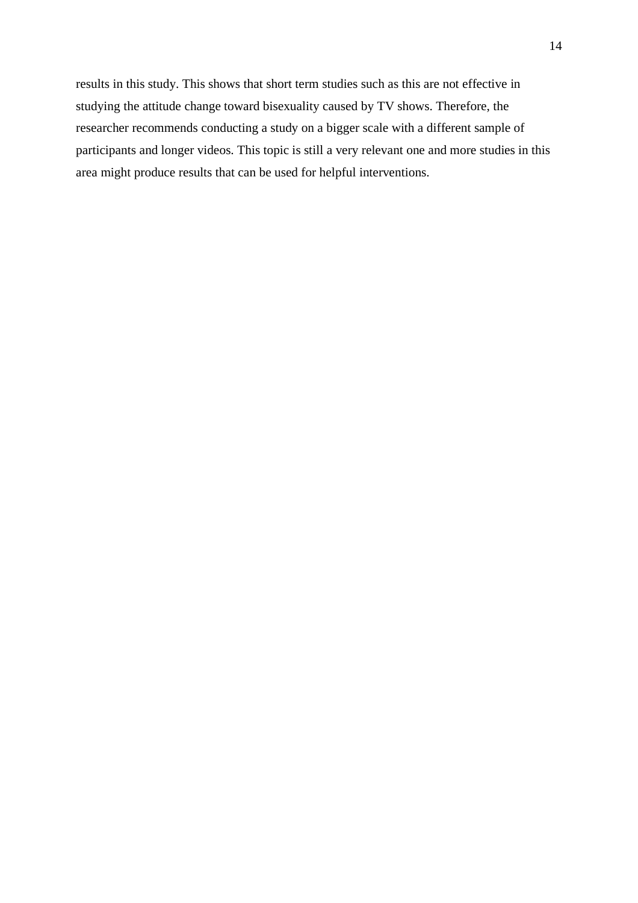results in this study. This shows that short term studies such as this are not effective in studying the attitude change toward bisexuality caused by TV shows. Therefore, the researcher recommends conducting a study on a bigger scale with a different sample of participants and longer videos. This topic is still a very relevant one and more studies in this area might produce results that can be used for helpful interventions.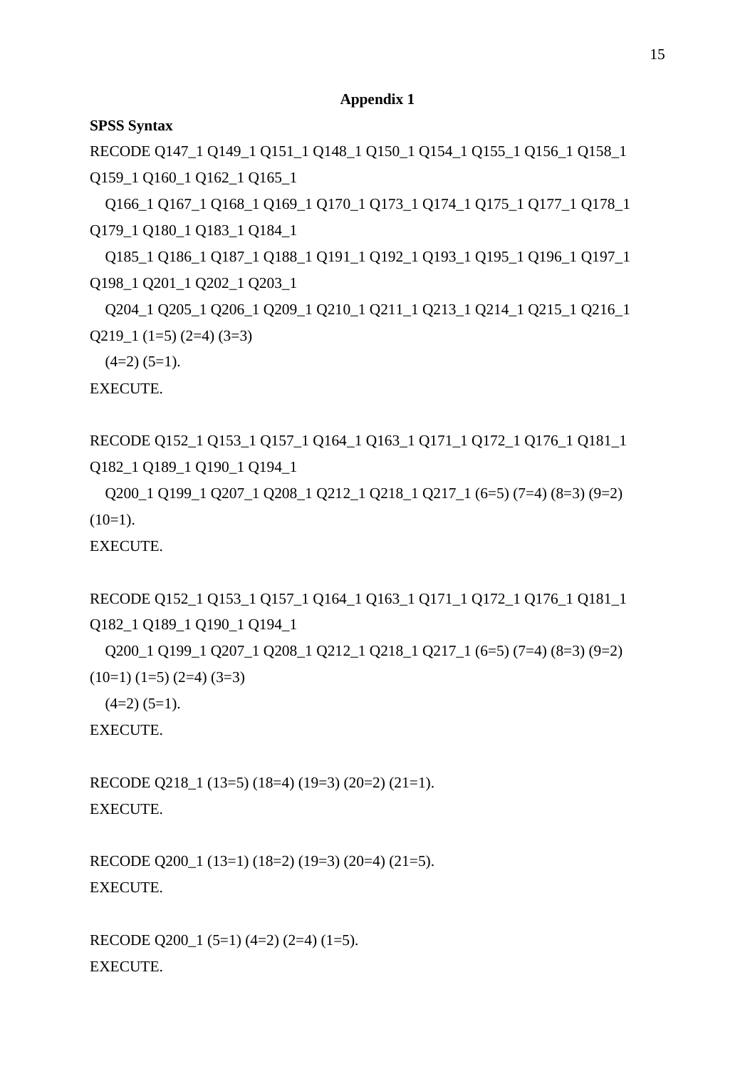**Appendix 1**

**SPSS Syntax**

```
RECODE Q147_1 Q149_1 Q151_1 Q148_1 Q150_1 Q154_1 Q155_1 Q156_1 Q158_1
Q159_1 Q160_1 Q162_1 Q165_1
   Q166_1 Q167_1 Q168_1 Q169_1 Q170_1 Q173_1 Q174_1 Q175_1 Q177_1 Q178_1
Q179_1 Q180_1 Q183_1 Q184_1
   Q185_1 Q186_1 Q187_1 Q188_1 Q191_1 Q192_1 Q193_1 Q195_1 Q196_1 Q197_1
Q198_1 Q201_1 Q202_1 Q203_1
   Q204_1 Q205_1 Q206_1 Q209_1 Q210_1 Q211_1 Q213_1 Q214_1 Q215_1 Q216_1
Q219_1 (1=5) (2=4) (3=3)
   (4=2) (5=1).
EXECUTE.

RECODE Q152_1 Q153_1 Q157_1 Q164_1 Q163_1 Q171_1 Q172_1 Q176_1 Q181_1
Q182_1 Q189_1 Q190_1 Q194_1
   Q200_1 Q199_1 Q207_1 Q208_1 Q212_1 Q218_1 Q217_1 (6=5) (7=4) (8=3) (9=2)
(10=1).
EXECUTE.

RECODE Q152_1 Q153_1 Q157_1 Q164_1 Q163_1 Q171_1 Q172_1 Q176_1 Q181_1
Q182_1 Q189_1 Q190_1 Q194_1
   Q200_1 Q199_1 Q207_1 Q208_1 Q212_1 Q218_1 Q217_1 (6=5) (7=4) (8=3) (9=2)
(10=1) (1=5) (2=4) (3=3)
   (4=2) (5=1).
EXECUTE.

RECODE Q218_1 (13=5) (18=4) (19=3) (20=2) (21=1).
EXECUTE.

RECODE Q200_1 (13=1) (18=2) (19=3) (20=4) (21=5).
EXECUTE.

RECODE Q200_1 (5=1) (4=2) (2=4) (1=5).
EXECUTE.
```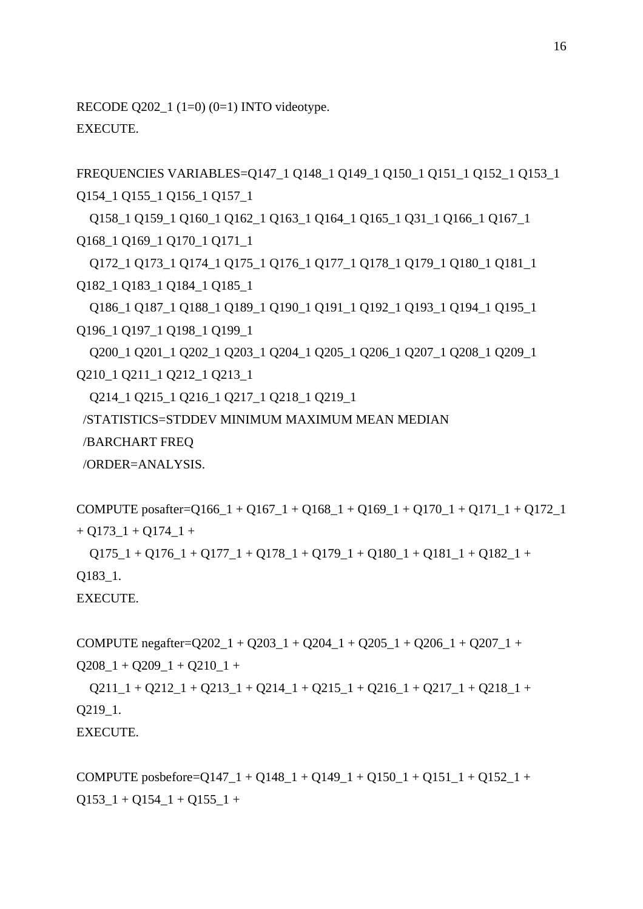```
RECODE Q202_1 (1=0) (0=1) INTO videotype.
EXECUTE.

FREQUENCIES VARIABLES=Q147_1 Q148_1 Q149_1 Q150_1 Q151_1 Q152_1 Q153_1 Q154_1 Q155_1 Q156_1 Q157_1
   Q158_1 Q159_1 Q160_1 Q162_1 Q163_1 Q164_1 Q165_1 Q31_1 Q166_1 Q167_1 Q168_1 Q169_1 Q170_1 Q171_1
   Q172_1 Q173_1 Q174_1 Q175_1 Q176_1 Q177_1 Q178_1 Q179_1 Q180_1 Q181_1 Q182_1 Q183_1 Q184_1 Q185_1
   Q186_1 Q187_1 Q188_1 Q189_1 Q190_1 Q191_1 Q192_1 Q193_1 Q194_1 Q195_1 Q196_1 Q197_1 Q198_1 Q199_1
   Q200_1 Q201_1 Q202_1 Q203_1 Q204_1 Q205_1 Q206_1 Q207_1 Q208_1 Q209_1 Q210_1 Q211_1 Q212_1 Q213_1
   Q214_1 Q215_1 Q216_1 Q217_1 Q218_1 Q219_1
  /STATISTICS=STDDEV MINIMUM MAXIMUM MEAN MEDIAN
  /BARCHART FREQ
  /ORDER=ANALYSIS.

COMPUTE posafter=Q166_1 + Q167_1 + Q168_1 + Q169_1 + Q170_1 + Q171_1 + Q172_1 + Q173_1 + Q174_1 +
   Q175_1 + Q176_1 + Q177_1 + Q178_1 + Q179_1 + Q180_1 + Q181_1 + Q182_1 + Q183_1.
EXECUTE.

COMPUTE negafter=Q202_1 + Q203_1 + Q204_1 + Q205_1 + Q206_1 + Q207_1 + Q208_1 + Q209_1 + Q210_1 +
   Q211_1 + Q212_1 + Q213_1 + Q214_1 + Q215_1 + Q216_1 + Q217_1 + Q218_1 + Q219_1.
EXECUTE.

COMPUTE posbefore=Q147_1 + Q148_1 + Q149_1 + Q150_1 + Q151_1 + Q152_1 + Q153_1 + Q154_1 + Q155_1 +
```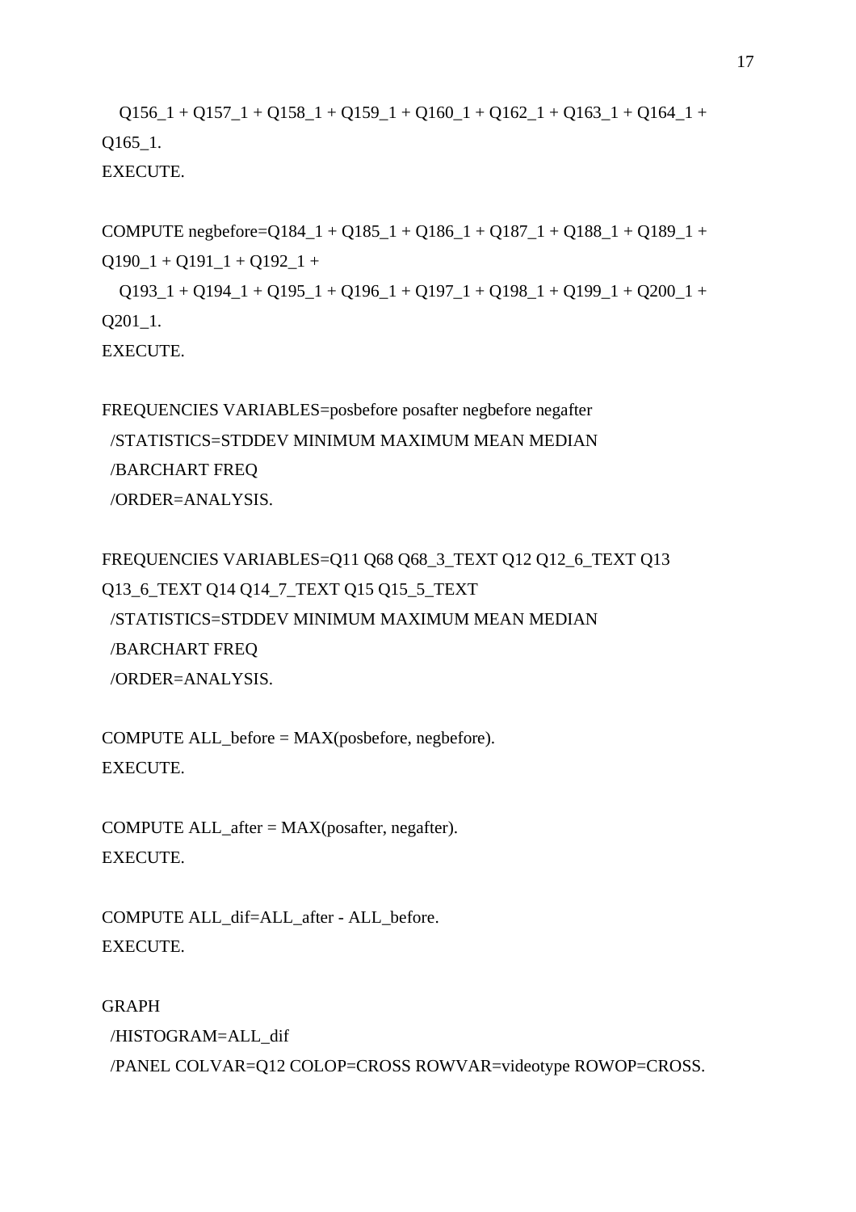```
   Q156_1 + Q157_1 + Q158_1 + Q159_1 + Q160_1 + Q162_1 + Q163_1 + Q164_1 +
Q165_1.
EXECUTE.

COMPUTE negbefore=Q184_1 + Q185_1 + Q186_1 + Q187_1 + Q188_1 + Q189_1 +
Q190_1 + Q191_1 + Q192_1 +
   Q193_1 + Q194_1 + Q195_1 + Q196_1 + Q197_1 + Q198_1 + Q199_1 + Q200_1 +
Q201_1.
EXECUTE.

FREQUENCIES VARIABLES=posbefore posafter negbefore negafter
  /STATISTICS=STDDEV MINIMUM MAXIMUM MEAN MEDIAN
  /BARCHART FREQ
  /ORDER=ANALYSIS.

FREQUENCIES VARIABLES=Q11 Q68 Q68_3_TEXT Q12 Q12_6_TEXT Q13
Q13_6_TEXT Q14 Q14_7_TEXT Q15 Q15_5_TEXT
  /STATISTICS=STDDEV MINIMUM MAXIMUM MEAN MEDIAN
  /BARCHART FREQ
  /ORDER=ANALYSIS.

COMPUTE ALL_before = MAX(posbefore, negbefore).
EXECUTE.

COMPUTE ALL_after = MAX(posafter, negafter).
EXECUTE.

COMPUTE ALL_dif=ALL_after - ALL_before.
EXECUTE.

GRAPH
  /HISTOGRAM=ALL_dif
  /PANEL COLVAR=Q12 COLOP=CROSS ROWVAR=videotype ROWOP=CROSS.
```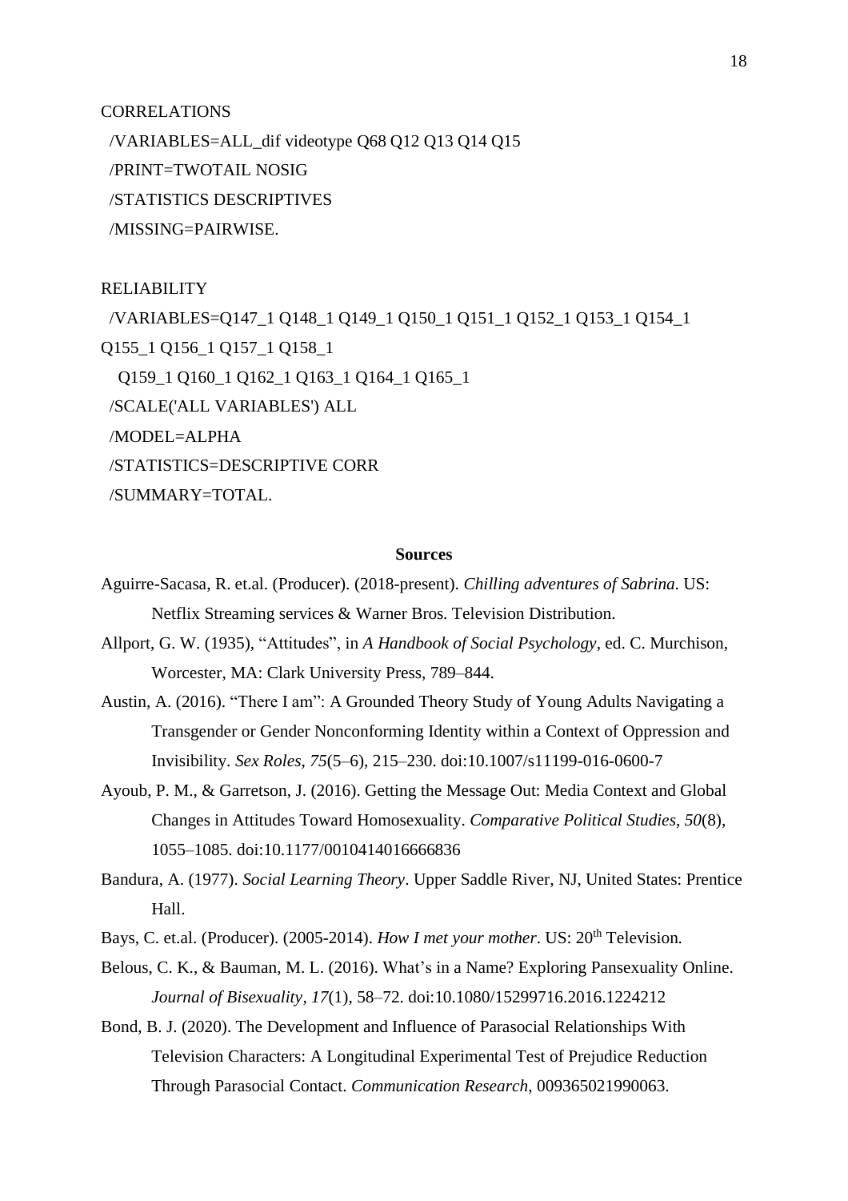```
CORRELATIONS
  /VARIABLES=ALL_dif videotype Q68 Q12 Q13 Q14 Q15
  /PRINT=TWOTAIL NOSIG
  /STATISTICS DESCRIPTIVES
  /MISSING=PAIRWISE.

RELIABILITY
  /VARIABLES=Q147_1 Q148_1 Q149_1 Q150_1 Q151_1 Q152_1 Q153_1 Q154_1
Q155_1 Q156_1 Q157_1 Q158_1
    Q159_1 Q160_1 Q162_1 Q163_1 Q164_1 Q165_1
  /SCALE('ALL VARIABLES') ALL
  /MODEL=ALPHA
  /STATISTICS=DESCRIPTIVE CORR
  /SUMMARY=TOTAL.
```

## Sources

Aguirre-Sacasa, R. et.al. (Producer). (2018-present). *Chilling adventures of Sabrina*. US: Netflix Streaming services & Warner Bros. Television Distribution.

Allport, G. W. (1935), "Attitudes", in *A Handbook of Social Psychology*, ed. C. Murchison, Worcester, MA: Clark University Press, 789–844.

Austin, A. (2016). "There I am": A Grounded Theory Study of Young Adults Navigating a Transgender or Gender Nonconforming Identity within a Context of Oppression and Invisibility. *Sex Roles*, *75*(5–6), 215–230. doi:10.1007/s11199-016-0600-7

Ayoub, P. M., & Garretson, J. (2016). Getting the Message Out: Media Context and Global Changes in Attitudes Toward Homosexuality. *Comparative Political Studies*, *50*(8), 1055–1085. doi:10.1177/0010414016666836

Bandura, A. (1977). *Social Learning Theory*. Upper Saddle River, NJ, United States: Prentice Hall.

Bays, C. et.al. (Producer). (2005-2014). *How I met your mother*. US: 20th Television.

Belous, C. K., & Bauman, M. L. (2016). What's in a Name? Exploring Pansexuality Online. *Journal of Bisexuality*, *17*(1), 58–72. doi:10.1080/15299716.2016.1224212

Bond, B. J. (2020). The Development and Influence of Parasocial Relationships With Television Characters: A Longitudinal Experimental Test of Prejudice Reduction Through Parasocial Contact. *Communication Research*, 009365021990063.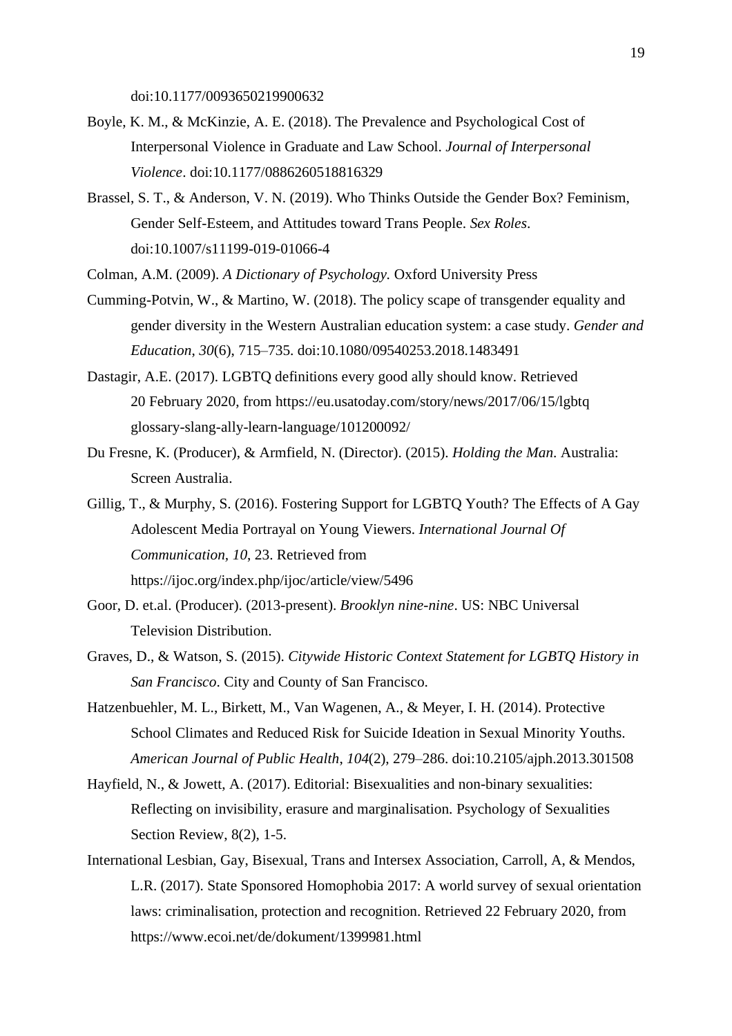doi:10.1177/0093650219900632

Boyle, K. M., & McKinzie, A. E. (2018). The Prevalence and Psychological Cost of Interpersonal Violence in Graduate and Law School. *Journal of Interpersonal Violence*. doi:10.1177/0886260518816329

Brassel, S. T., & Anderson, V. N. (2019). Who Thinks Outside the Gender Box? Feminism, Gender Self-Esteem, and Attitudes toward Trans People. *Sex Roles*. doi:10.1007/s11199-019-01066-4

Colman, A.M. (2009). *A Dictionary of Psychology.* Oxford University Press

Cumming-Potvin, W., & Martino, W. (2018). The policy scape of transgender equality and gender diversity in the Western Australian education system: a case study. *Gender and Education*, *30*(6), 715–735. doi:10.1080/09540253.2018.1483491

Dastagir, A.E. (2017). LGBTQ definitions every good ally should know. Retrieved 20 February 2020, from https://eu.usatoday.com/story/news/2017/06/15/lgbtq glossary-slang-ally-learn-language/101200092/

Du Fresne, K. (Producer), & Armfield, N. (Director). (2015). *Holding the Man.* Australia: Screen Australia.

Gillig, T., & Murphy, S. (2016). Fostering Support for LGBTQ Youth? The Effects of A Gay Adolescent Media Portrayal on Young Viewers. *International Journal Of Communication*, *10*, 23. Retrieved from https://ijoc.org/index.php/ijoc/article/view/5496

Goor, D. et.al. (Producer). (2013-present). *Brooklyn nine-nine*. US: NBC Universal Television Distribution.

Graves, D., & Watson, S. (2015). *Citywide Historic Context Statement for LGBTQ History in San Francisco*. City and County of San Francisco.

Hatzenbuehler, M. L., Birkett, M., Van Wagenen, A., & Meyer, I. H. (2014). Protective School Climates and Reduced Risk for Suicide Ideation in Sexual Minority Youths. *American Journal of Public Health*, *104*(2), 279–286. doi:10.2105/ajph.2013.301508

Hayfield, N., & Jowett, A. (2017). Editorial: Bisexualities and non-binary sexualities: Reflecting on invisibility, erasure and marginalisation. Psychology of Sexualities Section Review, 8(2), 1-5.

International Lesbian, Gay, Bisexual, Trans and Intersex Association, Carroll, A, & Mendos, L.R. (2017). State Sponsored Homophobia 2017: A world survey of sexual orientation laws: criminalisation, protection and recognition. Retrieved 22 February 2020, from https://www.ecoi.net/de/dokument/1399981.html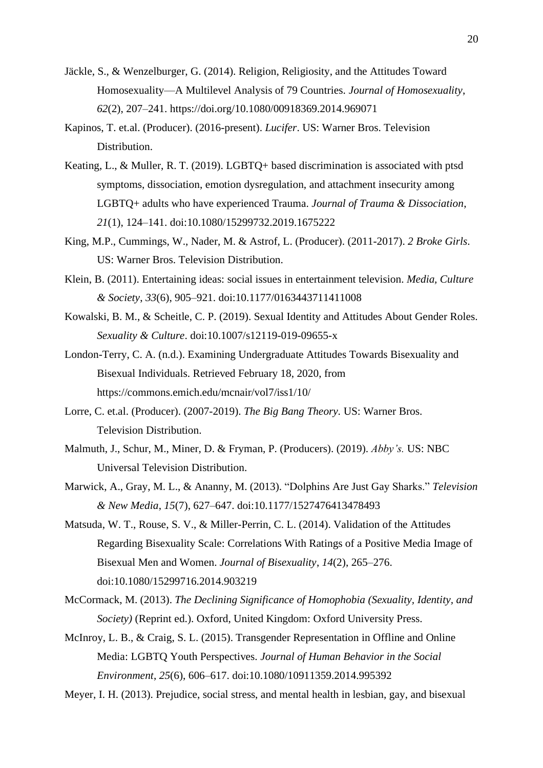Jäckle, S., & Wenzelburger, G. (2014). Religion, Religiosity, and the Attitudes Toward Homosexuality—A Multilevel Analysis of 79 Countries. *Journal of Homosexuality*, *62*(2), 207–241. https://doi.org/10.1080/00918369.2014.969071

Kapinos, T. et.al. (Producer). (2016-present). *Lucifer*. US: Warner Bros. Television Distribution.

Keating, L., & Muller, R. T. (2019). LGBTQ+ based discrimination is associated with ptsd symptoms, dissociation, emotion dysregulation, and attachment insecurity among LGBTQ+ adults who have experienced Trauma. *Journal of Trauma & Dissociation*, *21*(1), 124–141. doi:10.1080/15299732.2019.1675222

King, M.P., Cummings, W., Nader, M. & Astrof, L. (Producer). (2011-2017). *2 Broke Girls*. US: Warner Bros. Television Distribution.

Klein, B. (2011). Entertaining ideas: social issues in entertainment television. *Media, Culture & Society*, *33*(6), 905–921. doi:10.1177/0163443711411008

Kowalski, B. M., & Scheitle, C. P. (2019). Sexual Identity and Attitudes About Gender Roles. *Sexuality & Culture*. doi:10.1007/s12119-019-09655-x

London-Terry, C. A. (n.d.). Examining Undergraduate Attitudes Towards Bisexuality and Bisexual Individuals. Retrieved February 18, 2020, from https://commons.emich.edu/mcnair/vol7/iss1/10/

Lorre, C. et.al. (Producer). (2007-2019). *The Big Bang Theory.* US: Warner Bros. Television Distribution.

Malmuth, J., Schur, M., Miner, D. & Fryman, P. (Producers). (2019). *Abby's.* US: NBC Universal Television Distribution.

Marwick, A., Gray, M. L., & Ananny, M. (2013). "Dolphins Are Just Gay Sharks." *Television & New Media*, *15*(7), 627–647. doi:10.1177/1527476413478493

Matsuda, W. T., Rouse, S. V., & Miller-Perrin, C. L. (2014). Validation of the Attitudes Regarding Bisexuality Scale: Correlations With Ratings of a Positive Media Image of Bisexual Men and Women. *Journal of Bisexuality*, *14*(2), 265–276. doi:10.1080/15299716.2014.903219

McCormack, M. (2013). *The Declining Significance of Homophobia (Sexuality, Identity, and Society)* (Reprint ed.). Oxford, United Kingdom: Oxford University Press.

McInroy, L. B., & Craig, S. L. (2015). Transgender Representation in Offline and Online Media: LGBTQ Youth Perspectives. *Journal of Human Behavior in the Social Environment*, *25*(6), 606–617. doi:10.1080/10911359.2014.995392

Meyer, I. H. (2013). Prejudice, social stress, and mental health in lesbian, gay, and bisexual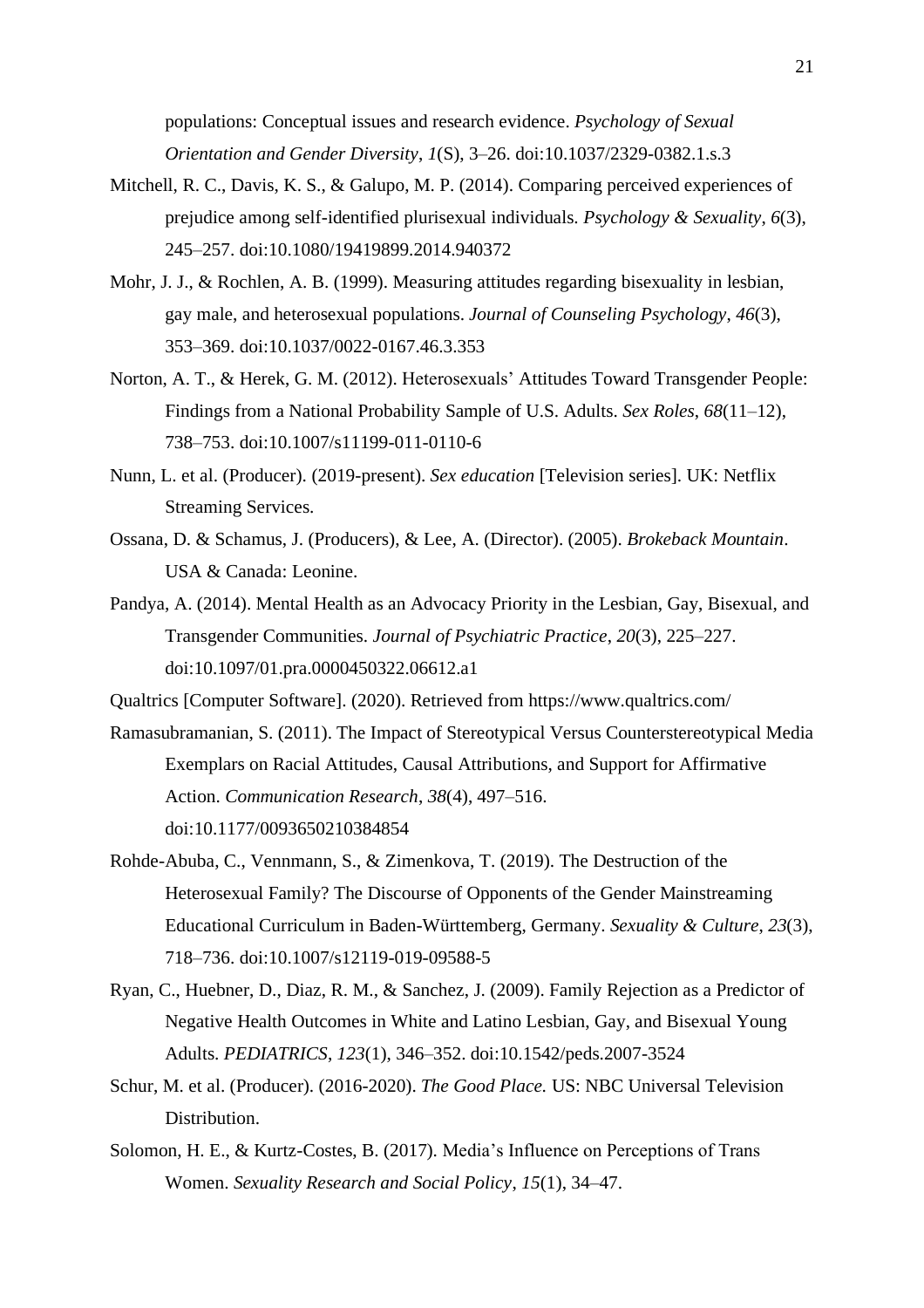populations: Conceptual issues and research evidence. *Psychology of Sexual Orientation and Gender Diversity*, *1*(S), 3–26. doi:10.1037/2329-0382.1.s.3

Mitchell, R. C., Davis, K. S., & Galupo, M. P. (2014). Comparing perceived experiences of prejudice among self-identified plurisexual individuals. *Psychology & Sexuality*, *6*(3), 245–257. doi:10.1080/19419899.2014.940372

Mohr, J. J., & Rochlen, A. B. (1999). Measuring attitudes regarding bisexuality in lesbian, gay male, and heterosexual populations. *Journal of Counseling Psychology*, *46*(3), 353–369. doi:10.1037/0022-0167.46.3.353

Norton, A. T., & Herek, G. M. (2012). Heterosexuals' Attitudes Toward Transgender People: Findings from a National Probability Sample of U.S. Adults. *Sex Roles*, *68*(11–12), 738–753. doi:10.1007/s11199-011-0110-6

Nunn, L. et al. (Producer). (2019-present). *Sex education* [Television series]. UK: Netflix Streaming Services.

Ossana, D. & Schamus, J. (Producers), & Lee, A. (Director). (2005). *Brokeback Mountain*. USA & Canada: Leonine.

Pandya, A. (2014). Mental Health as an Advocacy Priority in the Lesbian, Gay, Bisexual, and Transgender Communities. *Journal of Psychiatric Practice*, *20*(3), 225–227. doi:10.1097/01.pra.0000450322.06612.a1

Qualtrics [Computer Software]. (2020). Retrieved from https://www.qualtrics.com/

Ramasubramanian, S. (2011). The Impact of Stereotypical Versus Counterstereotypical Media Exemplars on Racial Attitudes, Causal Attributions, and Support for Affirmative Action. *Communication Research*, *38*(4), 497–516. doi:10.1177/0093650210384854

Rohde-Abuba, C., Vennmann, S., & Zimenkova, T. (2019). The Destruction of the Heterosexual Family? The Discourse of Opponents of the Gender Mainstreaming Educational Curriculum in Baden-Württemberg, Germany. *Sexuality & Culture*, *23*(3), 718–736. doi:10.1007/s12119-019-09588-5

Ryan, C., Huebner, D., Diaz, R. M., & Sanchez, J. (2009). Family Rejection as a Predictor of Negative Health Outcomes in White and Latino Lesbian, Gay, and Bisexual Young Adults. *PEDIATRICS*, *123*(1), 346–352. doi:10.1542/peds.2007-3524

Schur, M. et al. (Producer). (2016-2020). *The Good Place.* US: NBC Universal Television Distribution.

Solomon, H. E., & Kurtz-Costes, B. (2017). Media's Influence on Perceptions of Trans Women. *Sexuality Research and Social Policy*, *15*(1), 34–47.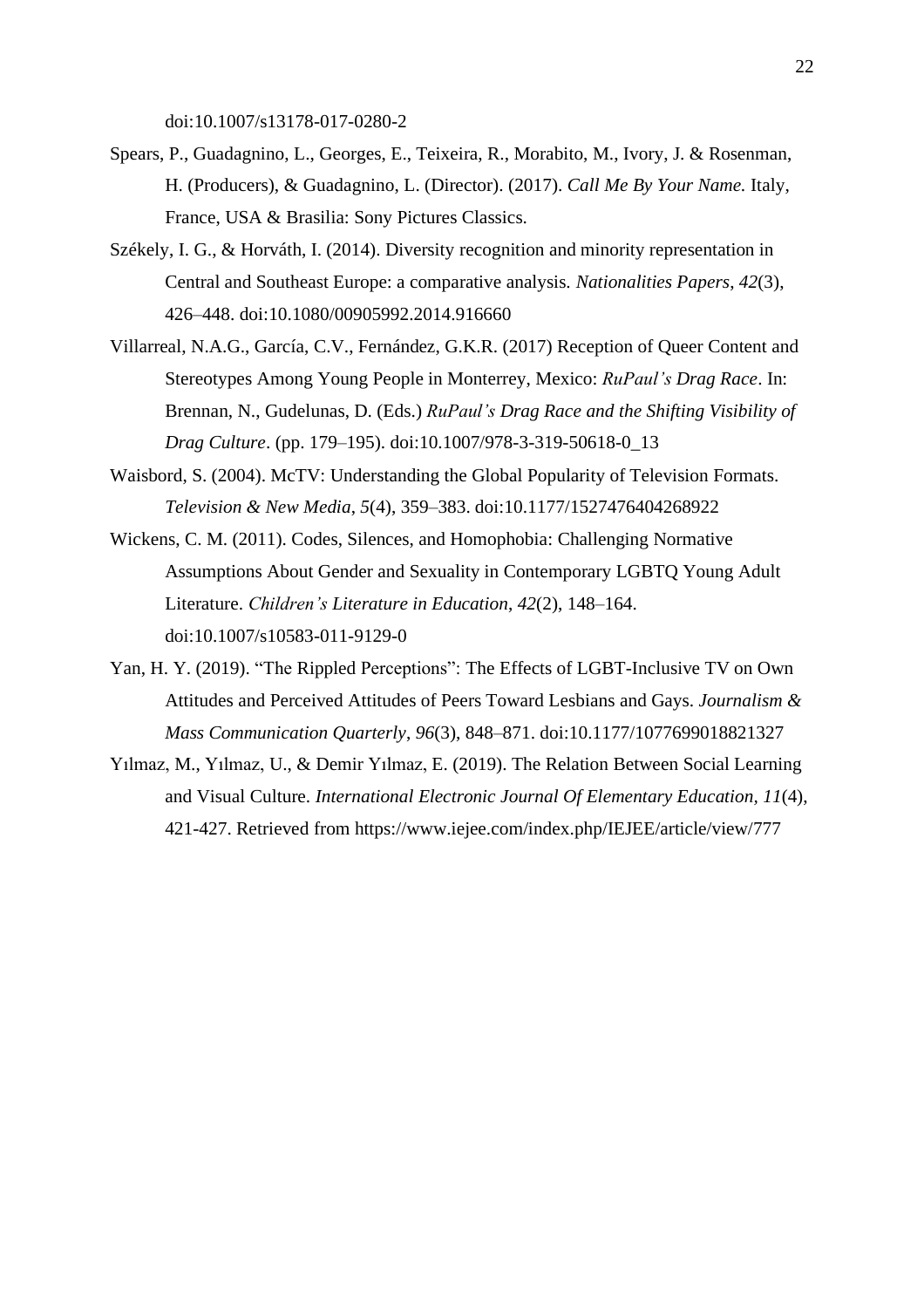doi:10.1007/s13178-017-0280-2

Spears, P., Guadagnino, L., Georges, E., Teixeira, R., Morabito, M., Ivory, J. & Rosenman, H. (Producers), & Guadagnino, L. (Director). (2017). *Call Me By Your Name.* Italy, France, USA & Brasilia: Sony Pictures Classics.

Székely, I. G., & Horváth, I. (2014). Diversity recognition and minority representation in Central and Southeast Europe: a comparative analysis. *Nationalities Papers*, *42*(3), 426–448. doi:10.1080/00905992.2014.916660

Villarreal, N.A.G., García, C.V., Fernández, G.K.R. (2017) Reception of Queer Content and Stereotypes Among Young People in Monterrey, Mexico: *RuPaul's Drag Race*. In: Brennan, N., Gudelunas, D. (Eds.) *RuPaul's Drag Race and the Shifting Visibility of Drag Culture*. (pp. 179–195). doi:10.1007/978-3-319-50618-0_13

Waisbord, S. (2004). McTV: Understanding the Global Popularity of Television Formats. *Television & New Media*, *5*(4), 359–383. doi:10.1177/1527476404268922

Wickens, C. M. (2011). Codes, Silences, and Homophobia: Challenging Normative Assumptions About Gender and Sexuality in Contemporary LGBTQ Young Adult Literature. *Children's Literature in Education*, *42*(2), 148–164. doi:10.1007/s10583-011-9129-0

Yan, H. Y. (2019). "The Rippled Perceptions": The Effects of LGBT-Inclusive TV on Own Attitudes and Perceived Attitudes of Peers Toward Lesbians and Gays. *Journalism & Mass Communication Quarterly*, *96*(3), 848–871. doi:10.1177/1077699018821327

Yılmaz, M., Yılmaz, U., & Demir Yılmaz, E. (2019). The Relation Between Social Learning and Visual Culture. *International Electronic Journal Of Elementary Education*, *11*(4), 421-427. Retrieved from https://www.iejee.com/index.php/IEJEE/article/view/777